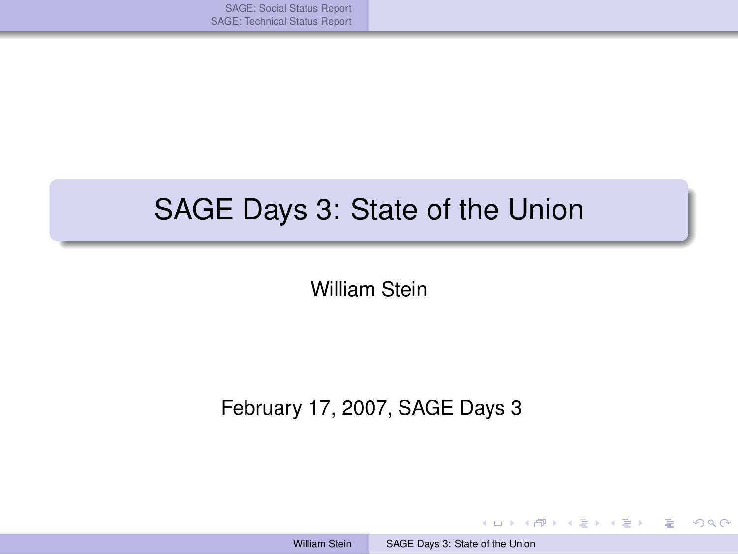# SAGE Days 3: State of the Union

William Stein

February 17, 2007, SAGE Days 3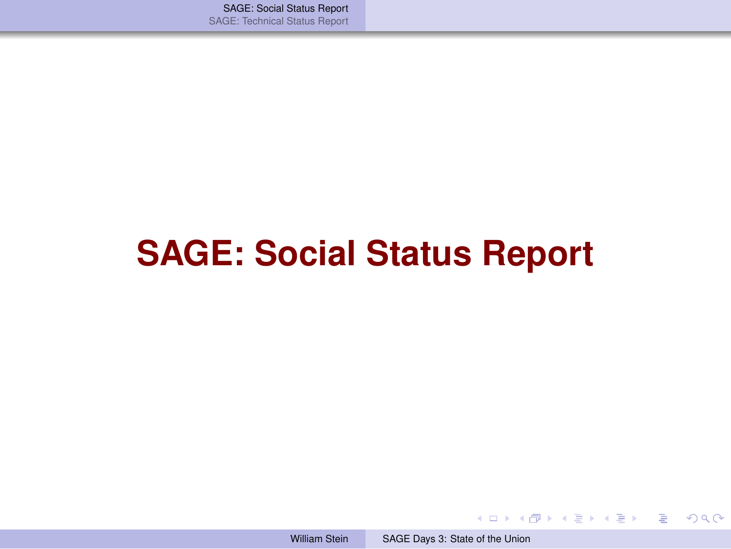# SAGE: Social Status Report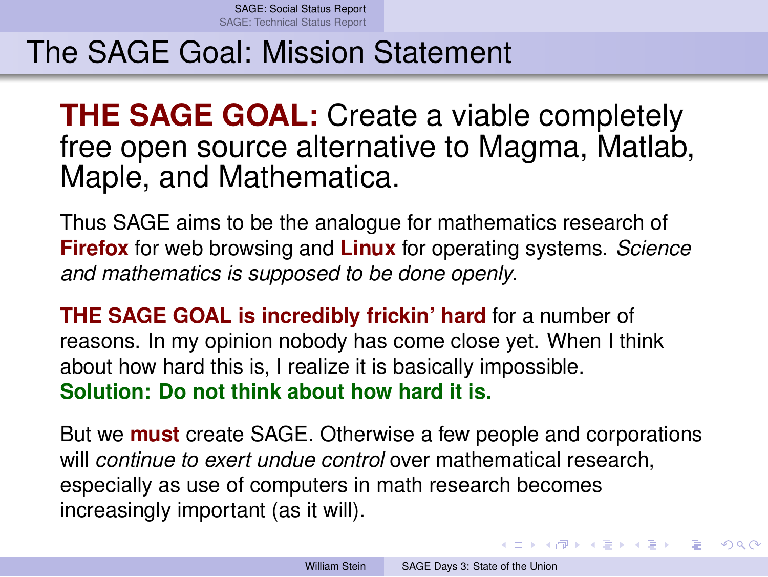# The SAGE Goal: Mission Statement

**THE SAGE GOAL:** Create a viable completely free open source alternative to Magma, Matlab, Maple, and Mathematica.

Thus SAGE aims to be the analogue for mathematics research of **Firefox** for web browsing and **Linux** for operating systems. *Science and mathematics is supposed to be done openly*.

**THE SAGE GOAL is incredibly frickin' hard** for a number of reasons. In my opinion nobody has come close yet. When I think about how hard this is, I realize it is basically impossible.
**Solution: Do not think about how hard it is.**

But we **must** create SAGE. Otherwise a few people and corporations will *continue to exert undue control* over mathematical research, especially as use of computers in math research becomes increasingly important (as it will).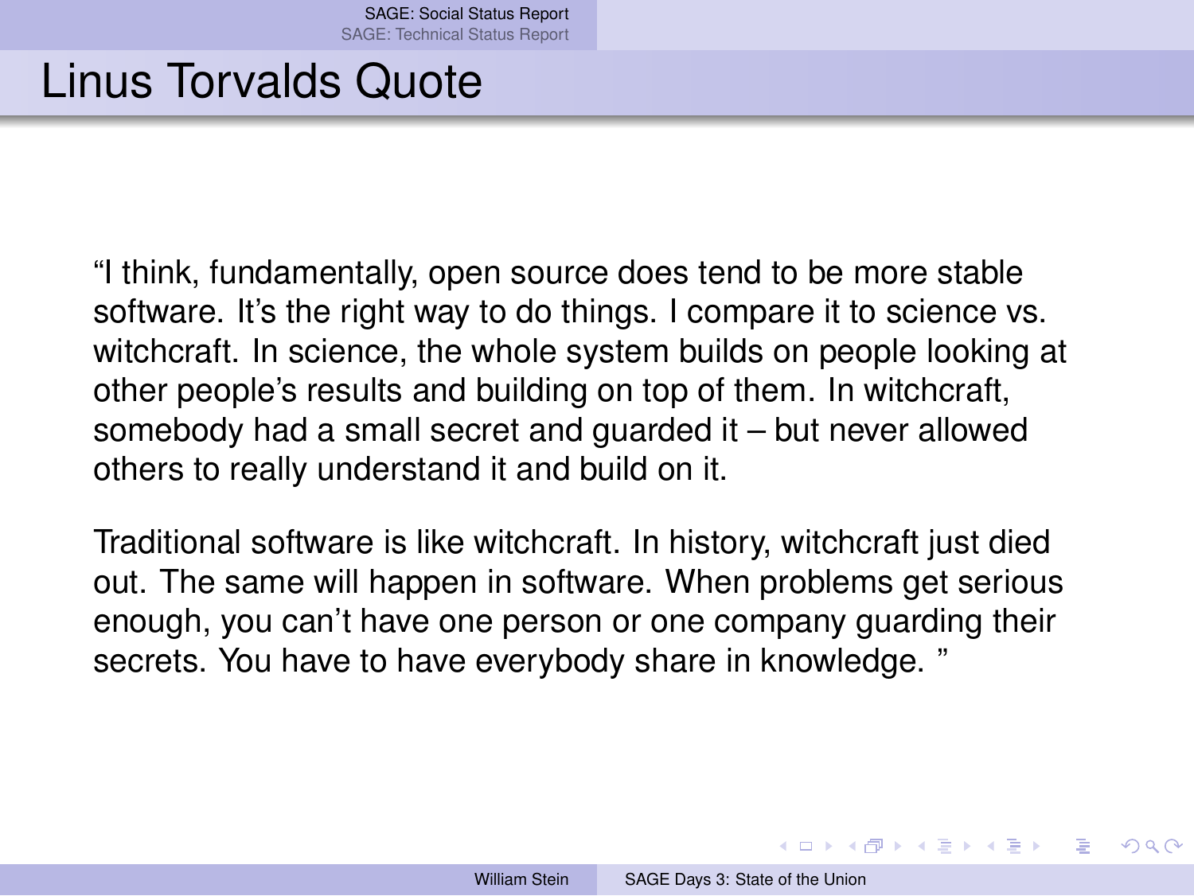# Linus Torvalds Quote

"I think, fundamentally, open source does tend to be more stable software. It's the right way to do things. I compare it to science vs. witchcraft. In science, the whole system builds on people looking at other people's results and building on top of them. In witchcraft, somebody had a small secret and guarded it – but never allowed others to really understand it and build on it.

Traditional software is like witchcraft. In history, witchcraft just died out. The same will happen in software. When problems get serious enough, you can't have one person or one company guarding their secrets. You have to have everybody share in knowledge. "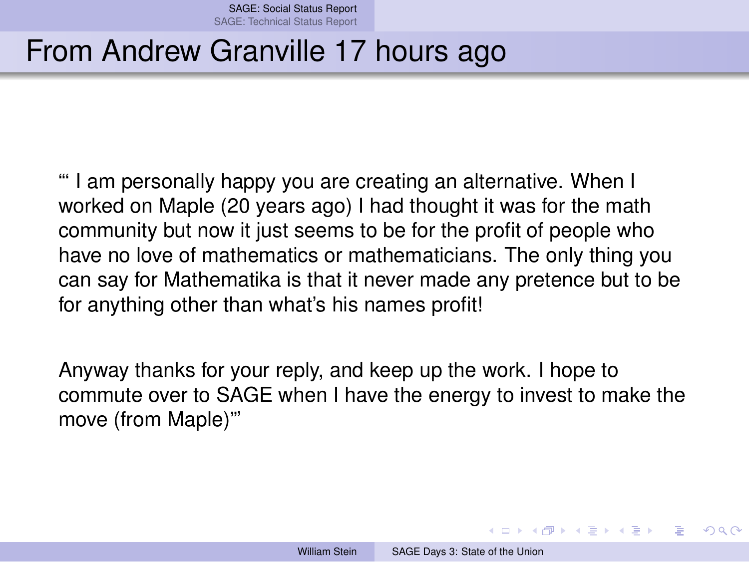# From Andrew Granville 17 hours ago

“‘ I am personally happy you are creating an alternative. When I worked on Maple (20 years ago) I had thought it was for the math community but now it just seems to be for the profit of people who have no love of mathematics or mathematicians. The only thing you can say for Mathematika is that it never made any pretence but to be for anything other than what’s his names profit!

Anyway thanks for your reply, and keep up the work. I hope to commute over to SAGE when I have the energy to invest to make the move (from Maple)’”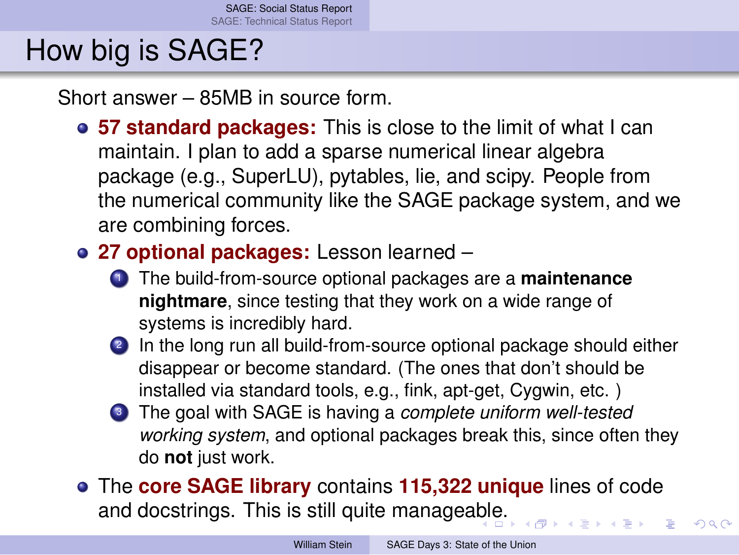# How big is SAGE?

Short answer – 85MB in source form.

- **57 standard packages:** This is close to the limit of what I can maintain. I plan to add a sparse numerical linear algebra package (e.g., SuperLU), pytables, lie, and scipy. People from the numerical community like the SAGE package system, and we are combining forces.
- **27 optional packages:** Lesson learned –
  1. The build-from-source optional packages are a **maintenance nightmare**, since testing that they work on a wide range of systems is incredibly hard.
  2. In the long run all build-from-source optional package should either disappear or become standard. (The ones that don't should be installed via standard tools, e.g., fink, apt-get, Cygwin, etc. )
  3. The goal with SAGE is having a *complete uniform well-tested working system*, and optional packages break this, since often they do **not** just work.
- The **core SAGE library** contains **115,322 unique** lines of code and docstrings. This is still quite manageable.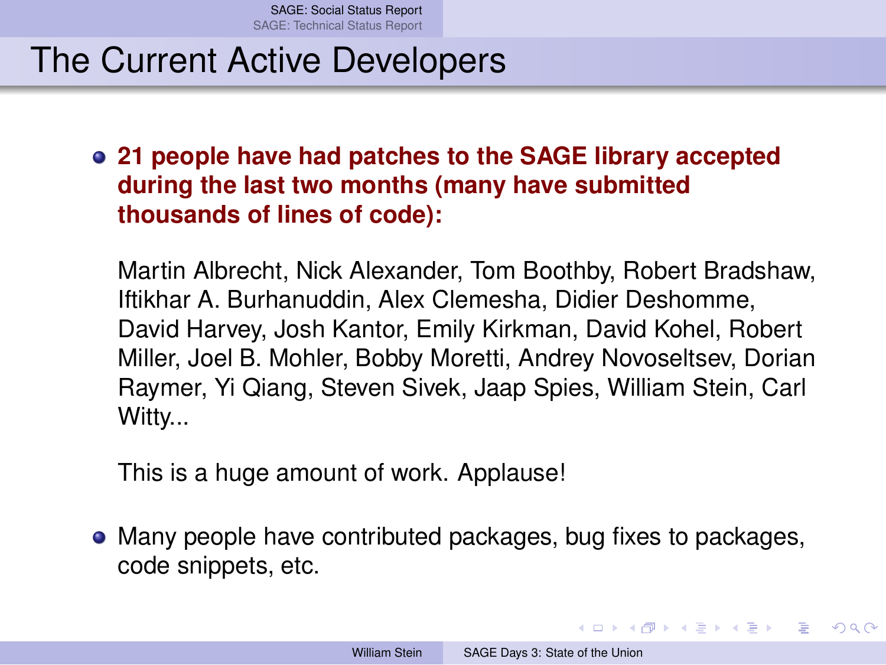# The Current Active Developers

- **21 people have had patches to the SAGE library accepted during the last two months (many have submitted thousands of lines of code):**

  Martin Albrecht, Nick Alexander, Tom Boothby, Robert Bradshaw, Iftikhar A. Burhanuddin, Alex Clemesha, Didier Deshommes, David Harvey, Josh Kantor, Emily Kirkman, David Kohel, Robert Miller, Joel B. Mohler, Bobby Moretti, Andrey Novoseltsev, Dorian Raymer, Yi Qiang, Steven Sivek, Jaap Spies, William Stein, Carl Witty...

  This is a huge amount of work. Applause!

- Many people have contributed packages, bug fixes to packages, code snippets, etc.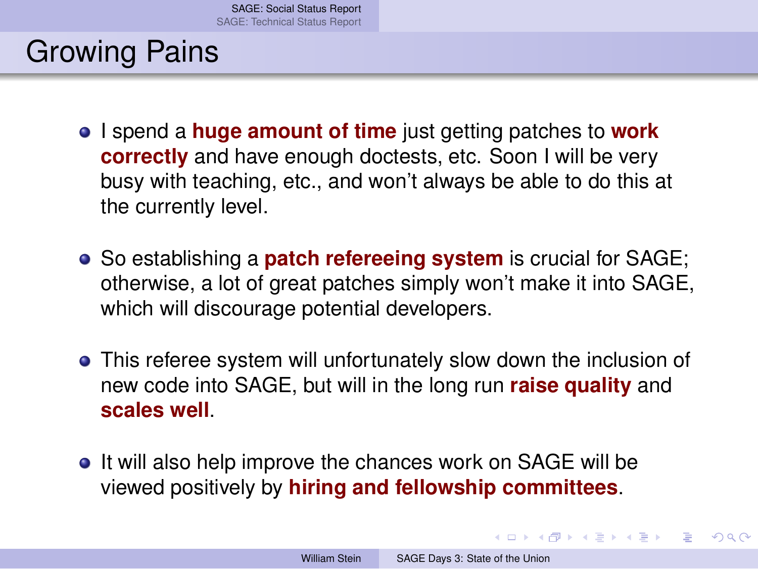# Growing Pains

- I spend a **huge amount of time** just getting patches to **work correctly** and have enough doctests, etc. Soon I will be very busy with teaching, etc., and won't always be able to do this at the currently level.
- So establishing a **patch refereeing system** is crucial for SAGE; otherwise, a lot of great patches simply won't make it into SAGE, which will discourage potential developers.
- This referee system will unfortunately slow down the inclusion of new code into SAGE, but will in the long run **raise quality** and **scales well**.
- It will also help improve the chances work on SAGE will be viewed positively by **hiring and fellowship committees**.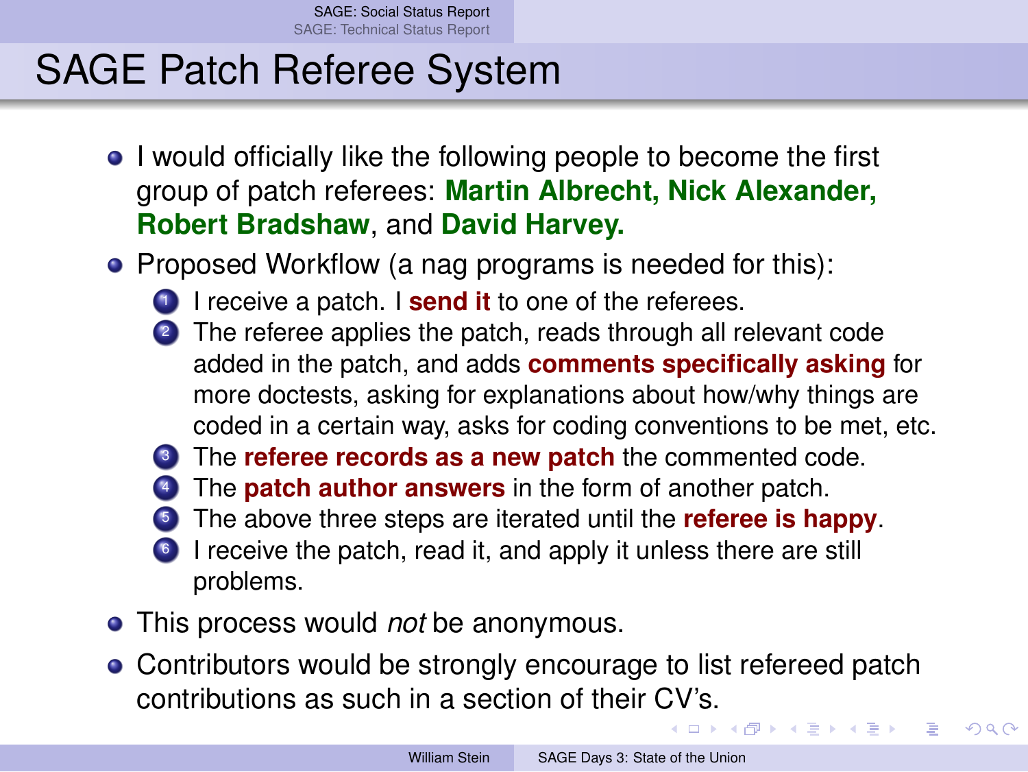# SAGE Patch Referee System

- I would officially like the following people to become the first group of patch referees: **Martin Albrecht, Nick Alexander, Robert Bradshaw**, and **David Harvey.**
- Proposed Workflow (a nag programs is needed for this):
  1. I receive a patch. I **send it** to one of the referees.
  2. The referee applies the patch, reads through all relevant code added in the patch, and adds **comments specifically asking** for more doctests, asking for explanations about how/why things are coded in a certain way, asks for coding conventions to be met, etc.
  3. The **referee records as a new patch** the commented code.
  4. The **patch author answers** in the form of another patch.
  5. The above three steps are iterated until the **referee is happy**.
  6. I receive the patch, read it, and apply it unless there are still problems.
- This process would *not* be anonymous.
- Contributors would be strongly encourage to list refereed patch contributions as such in a section of their CV's.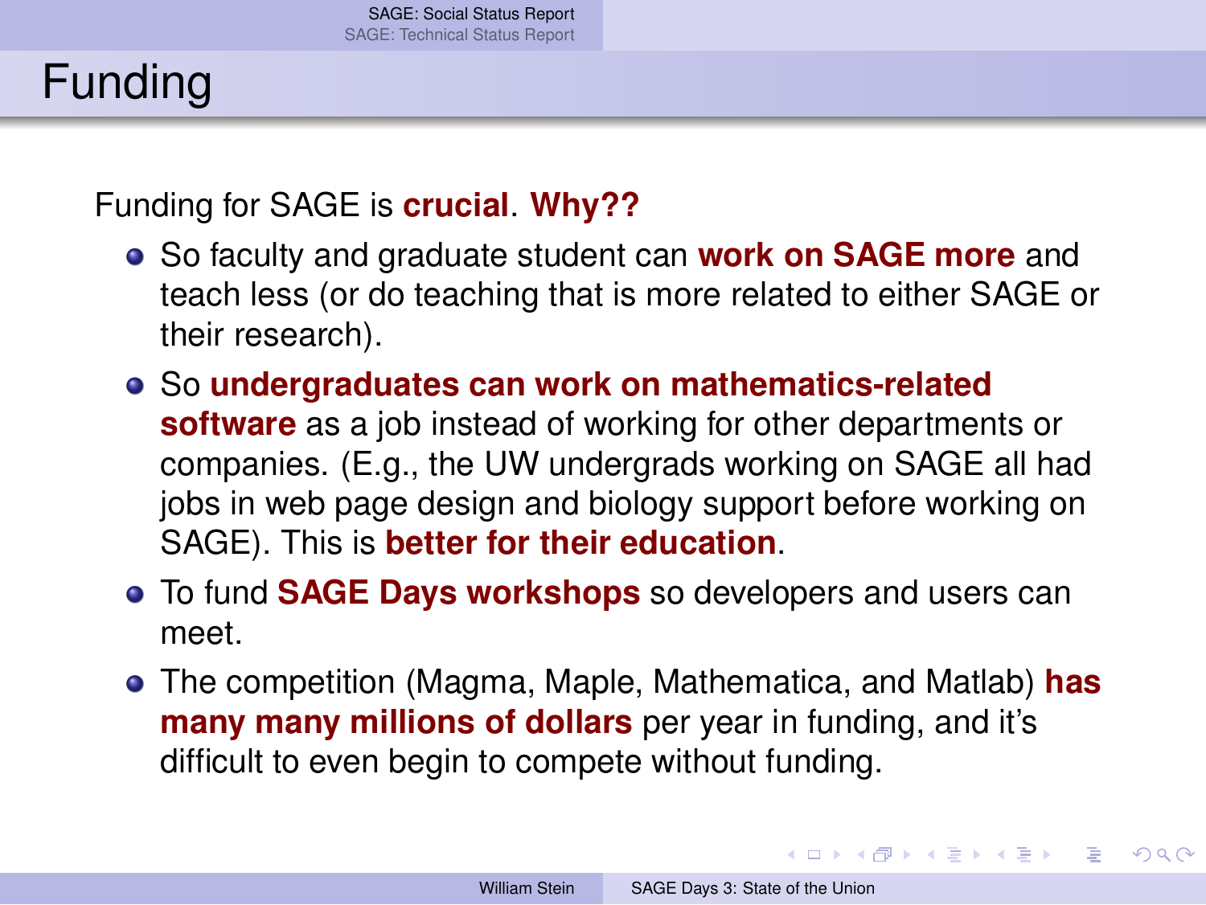# Funding

Funding for SAGE is **crucial**. **Why??**

- So faculty and graduate student can **work on SAGE more** and teach less (or do teaching that is more related to either SAGE or their research).
- So **undergraduates can work on mathematics-related software** as a job instead of working for other departments or companies. (E.g., the UW undergrads working on SAGE all had jobs in web page design and biology support before working on SAGE). This is **better for their education**.
- To fund **SAGE Days workshops** so developers and users can meet.
- The competition (Magma, Maple, Mathematica, and Matlab) **has many many millions of dollars** per year in funding, and it's difficult to even begin to compete without funding.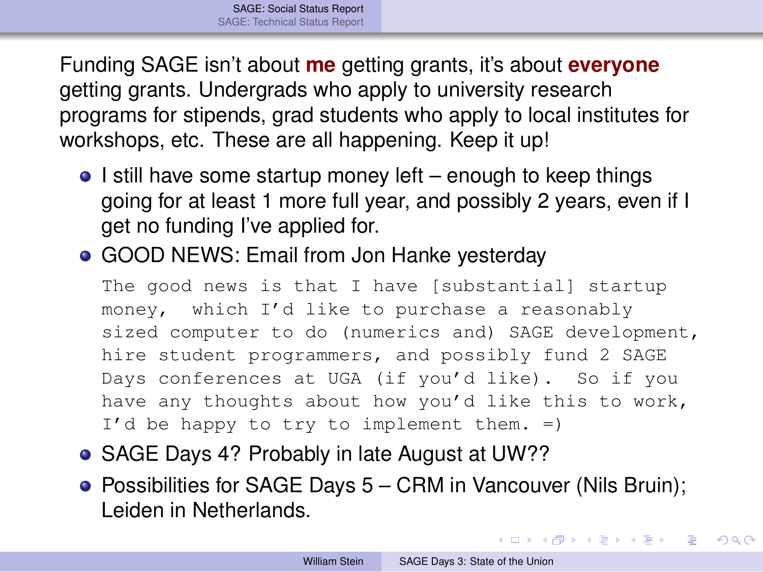Funding SAGE isn't about **me** getting grants, it's about **everyone** getting grants. Undergrads who apply to university research programs for stipends, grad students who apply to local institutes for workshops, etc. These are all happening. Keep it up!

- I still have some startup money left – enough to keep things going for at least 1 more full year, and possibly 2 years, even if I get no funding I've applied for.
- GOOD NEWS: Email from Jon Hanke yesterday

  ```
  The good news is that I have [substantial] startup
  money, which I'd like to purchase a reasonably
  sized computer to do (numerics and) SAGE development,
  hire student programmers, and possibly fund 2 SAGE
  Days conferences at UGA (if you'd like). So if you
  have any thoughts about how you'd like this to work,
  I'd be happy to try to implement them. =)
  ```

- SAGE Days 4? Probably in late August at UW??
- Possibilities for SAGE Days 5 – CRM in Vancouver (Nils Bruin); Leiden in Netherlands.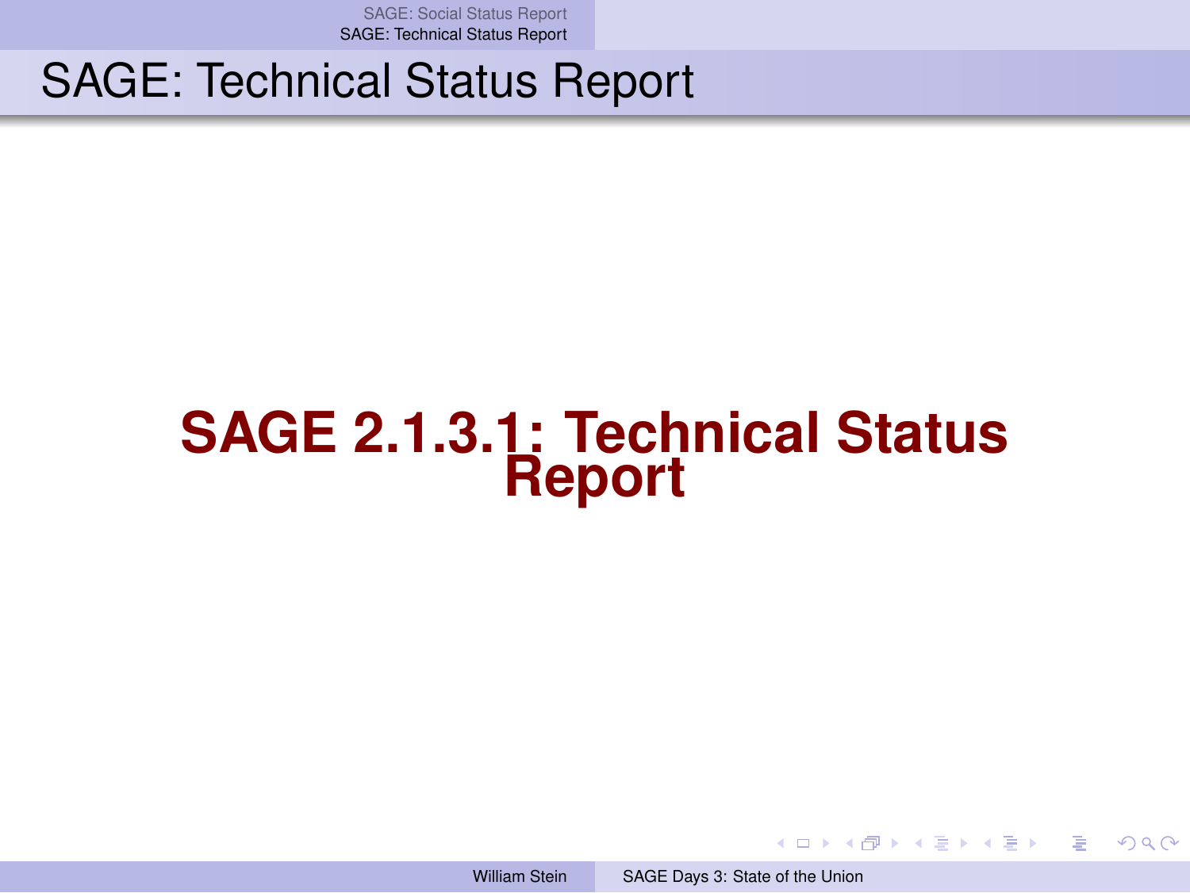# SAGE: Technical Status Report

**SAGE 2.1.3.1: Technical Status Report**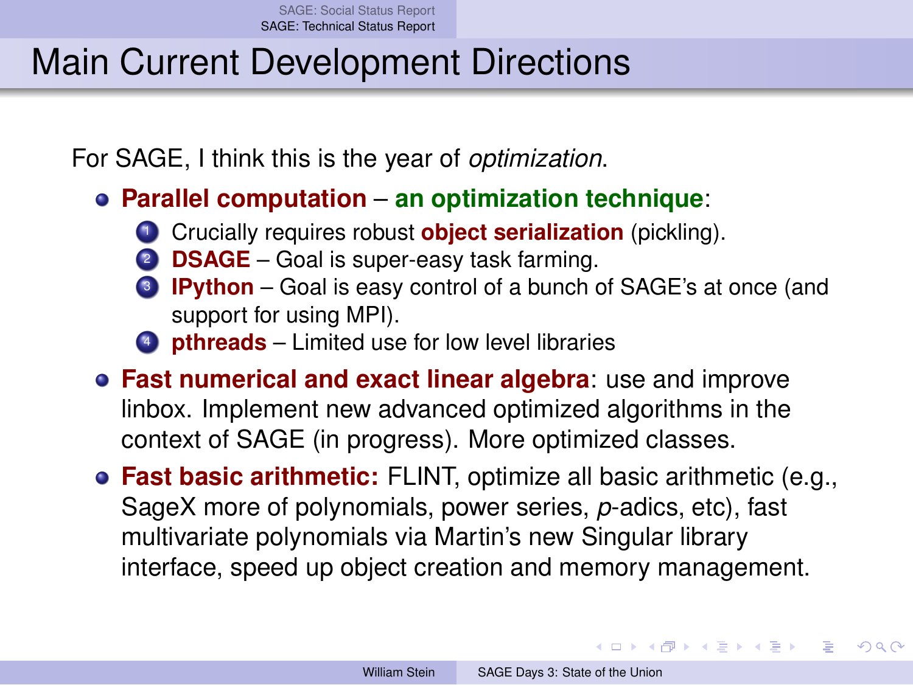# Main Current Development Directions

For SAGE, I think this is the year of *optimization*.

- **Parallel computation** – **an optimization technique**:
  1. Crucially requires robust **object serialization** (pickling).
  2. **DSAGE** – Goal is super-easy task farming.
  3. **IPython** – Goal is easy control of a bunch of SAGE's at once (and support for using MPI).
  4. **pthreads** – Limited use for low level libraries
- **Fast numerical and exact linear algebra**: use and improve linbox. Implement new advanced optimized algorithms in the context of SAGE (in progress). More optimized classes.
- **Fast basic arithmetic:** FLINT, optimize all basic arithmetic (e.g., SageX more of polynomials, power series, $p$-adics, etc), fast multivariate polynomials via Martin's new Singular library interface, speed up object creation and memory management.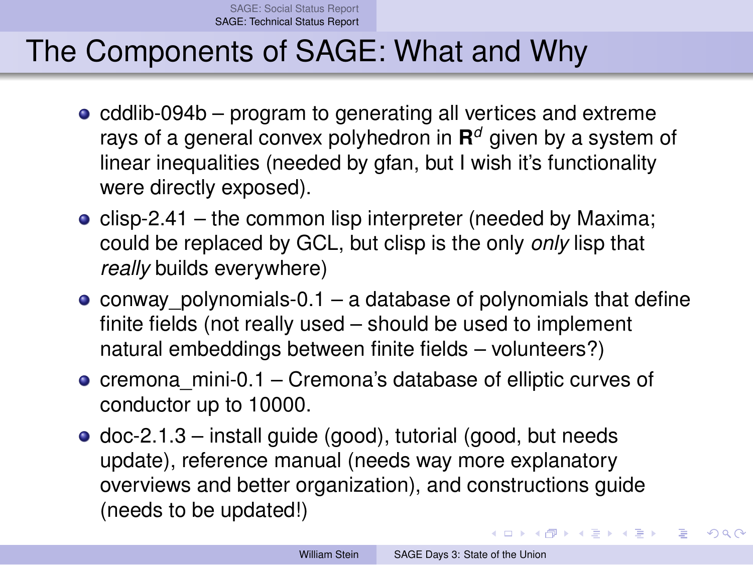# The Components of SAGE: What and Why

- cddlib-094b – program to generating all vertices and extreme rays of a general convex polyhedron in $\mathbf{R}^d$ given by a system of linear inequalities (needed by gfan, but I wish it's functionality were directly exposed).
- clisp-2.41 – the common lisp interpreter (needed by Maxima; could be replaced by GCL, but clisp is the only *only* lisp that *really* builds everywhere)
- conway_polynomials-0.1 – a database of polynomials that define finite fields (not really used – should be used to implement natural embeddings between finite fields – volunteers?)
- cremona_mini-0.1 – Cremona's database of elliptic curves of conductor up to 10000.
- doc-2.1.3 – install guide (good), tutorial (good, but needs update), reference manual (needs way more explanatory overviews and better organization), and constructions guide (needs to be updated!)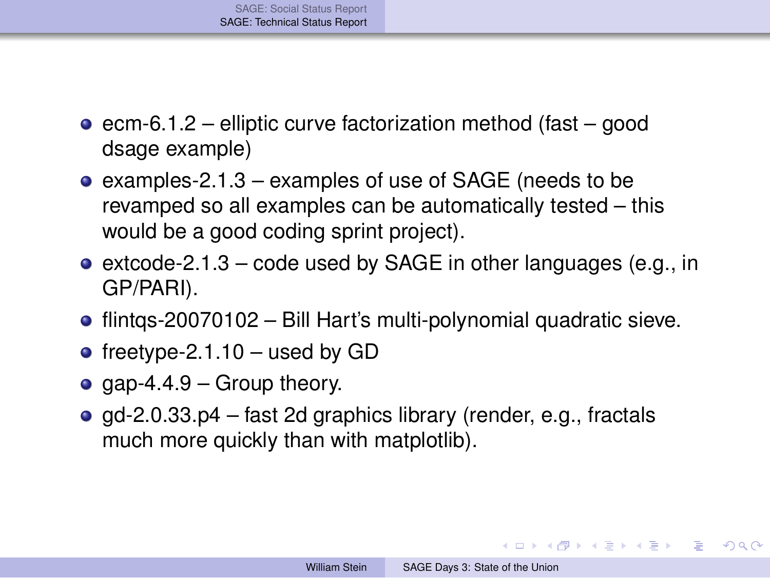- ecm-6.1.2 – elliptic curve factorization method (fast – good dsage example)
- examples-2.1.3 – examples of use of SAGE (needs to be revamped so all examples can be automatically tested – this would be a good coding sprint project).
- extcode-2.1.3 – code used by SAGE in other languages (e.g., in GP/PARI).
- flintqs-20070102 – Bill Hart's multi-polynomial quadratic sieve.
- freetype-2.1.10 – used by GD
- gap-4.4.9 – Group theory.
- gd-2.0.33.p4 – fast 2d graphics library (render, e.g., fractals much more quickly than with matplotlib).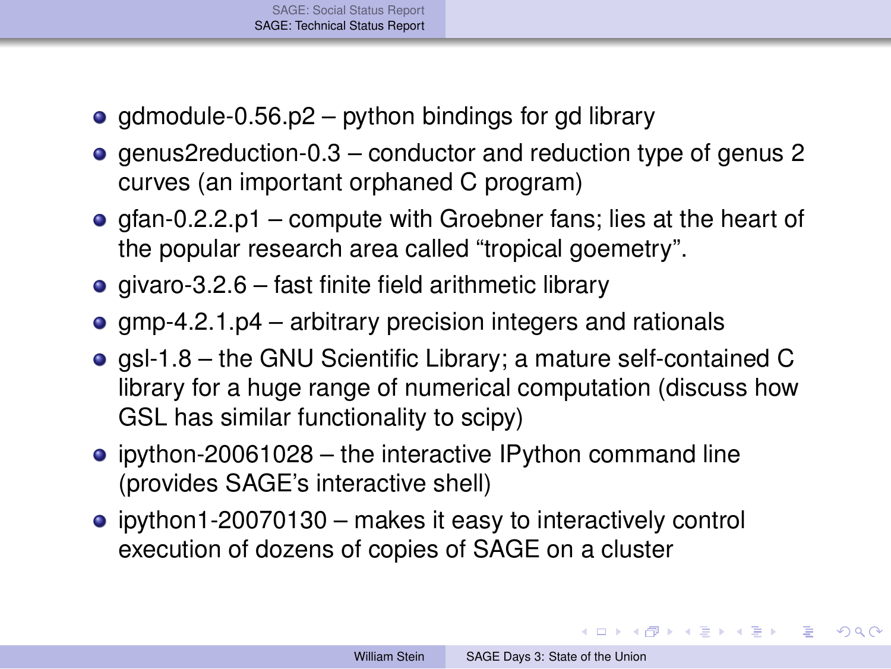- gdmodule-0.56.p2 – python bindings for gd library
- genus2reduction-0.3 – conductor and reduction type of genus 2 curves (an important orphaned C program)
- gfan-0.2.2.p1 – compute with Groebner fans; lies at the heart of the popular research area called “tropical goemetry”.
- givaro-3.2.6 – fast finite field arithmetic library
- gmp-4.2.1.p4 – arbitrary precision integers and rationals
- gsl-1.8 – the GNU Scientific Library; a mature self-contained C library for a huge range of numerical computation (discuss how GSL has similar functionality to scipy)
- ipython-20061028 – the interactive IPython command line (provides SAGE’s interactive shell)
- ipython1-20070130 – makes it easy to interactively control execution of dozens of copies of SAGE on a cluster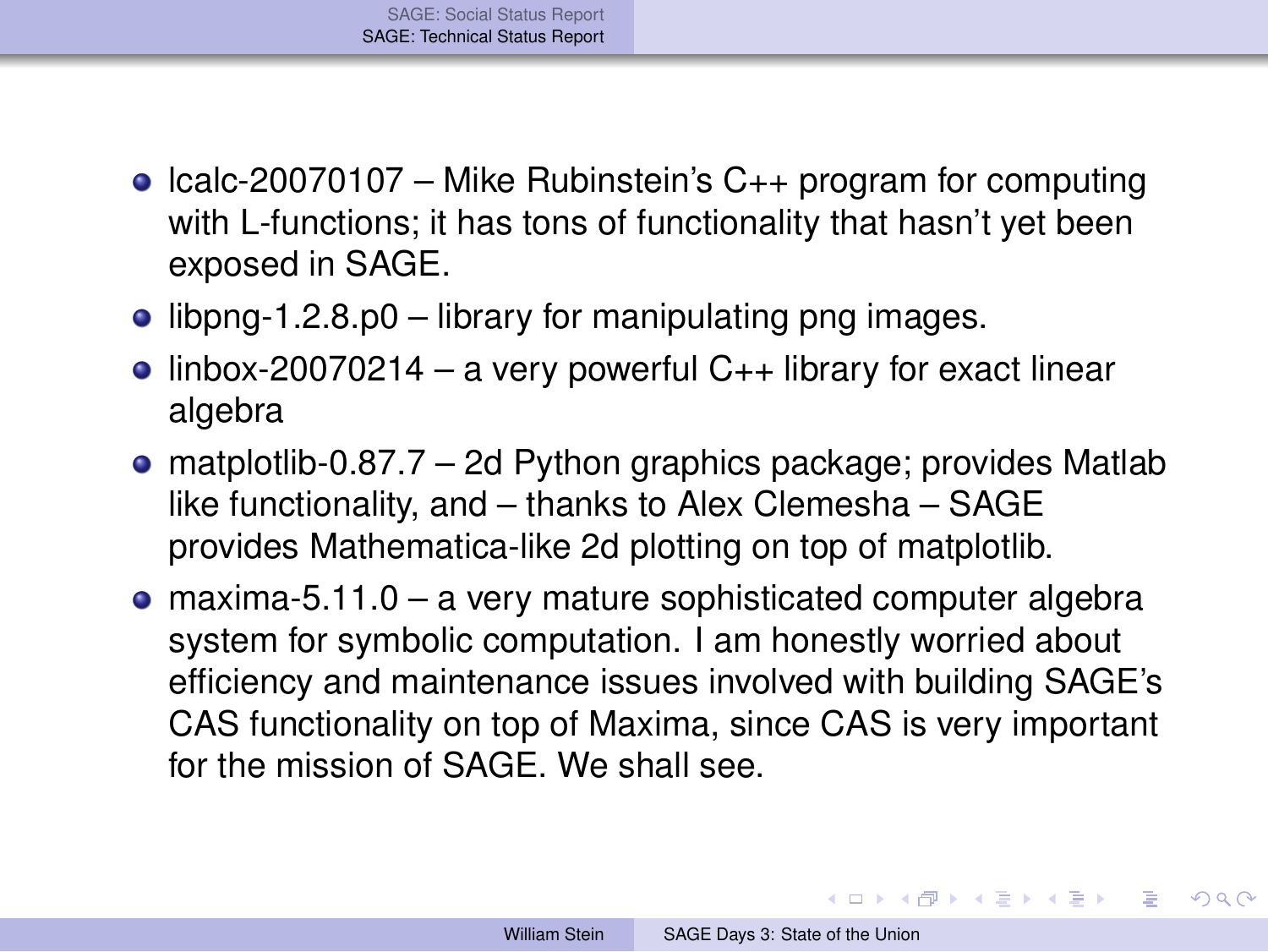- lcalc-20070107 – Mike Rubinstein's C++ program for computing with L-functions; it has tons of functionality that hasn't yet been exposed in SAGE.
- libpng-1.2.8.p0 – library for manipulating png images.
- linbox-20070214 – a very powerful C++ library for exact linear algebra
- matplotlib-0.87.7 – 2d Python graphics package; provides Matlab like functionality, and – thanks to Alex Clemesha – SAGE provides Mathematica-like 2d plotting on top of matplotlib.
- maxima-5.11.0 – a very mature sophisticated computer algebra system for symbolic computation. I am honestly worried about efficiency and maintenance issues involved with building SAGE's CAS functionality on top of Maxima, since CAS is very important for the mission of SAGE. We shall see.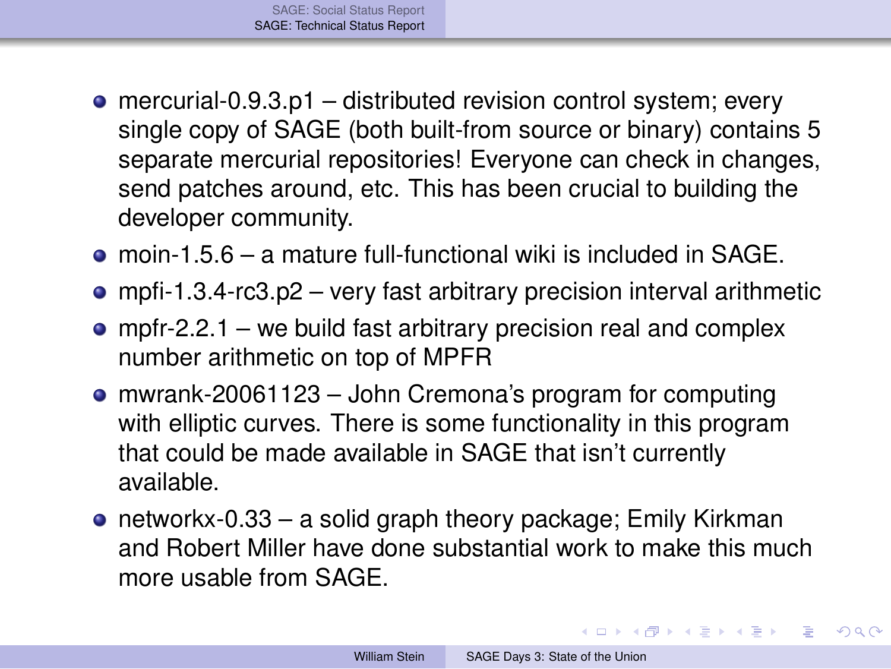- mercurial-0.9.3.p1 – distributed revision control system; every single copy of SAGE (both built-from source or binary) contains 5 separate mercurial repositories! Everyone can check in changes, send patches around, etc. This has been crucial to building the developer community.
- moin-1.5.6 – a mature full-functional wiki is included in SAGE.
- mpfi-1.3.4-rc3.p2 – very fast arbitrary precision interval arithmetic
- mpfr-2.2.1 – we build fast arbitrary precision real and complex number arithmetic on top of MPFR
- mwrank-20061123 – John Cremona's program for computing with elliptic curves. There is some functionality in this program that could be made available in SAGE that isn't currently available.
- networkx-0.33 – a solid graph theory package; Emily Kirkman and Robert Miller have done substantial work to make this much more usable from SAGE.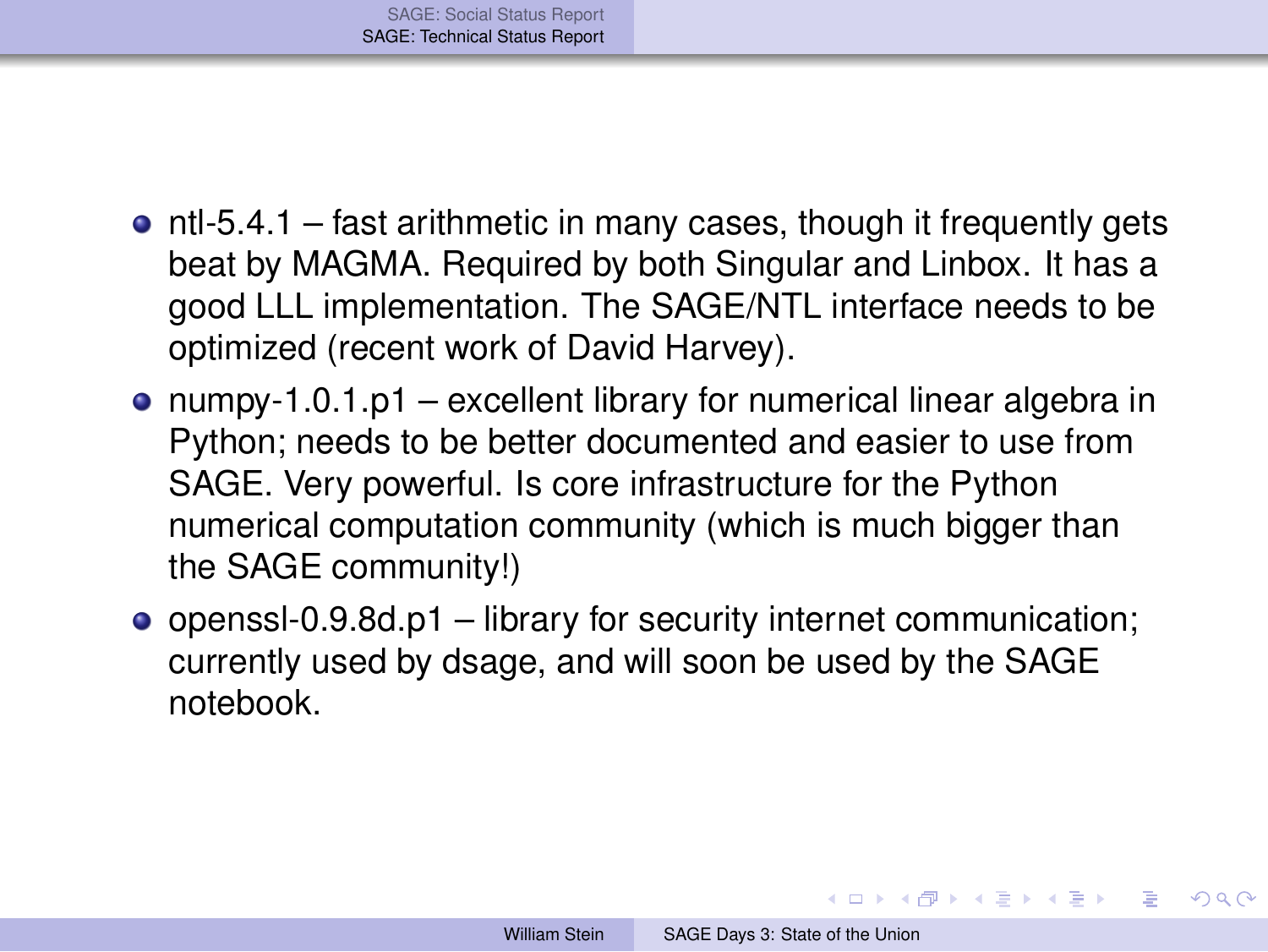- ntl-5.4.1 – fast arithmetic in many cases, though it frequently gets beat by MAGMA. Required by both Singular and Linbox. It has a good LLL implementation. The SAGE/NTL interface needs to be optimized (recent work of David Harvey).
- numpy-1.0.1.p1 – excellent library for numerical linear algebra in Python; needs to be better documented and easier to use from SAGE. Very powerful. Is core infrastructure for the Python numerical computation community (which is much bigger than the SAGE community!)
- openssl-0.9.8d.p1 – library for security internet communication; currently used by dsage, and will soon be used by the SAGE notebook.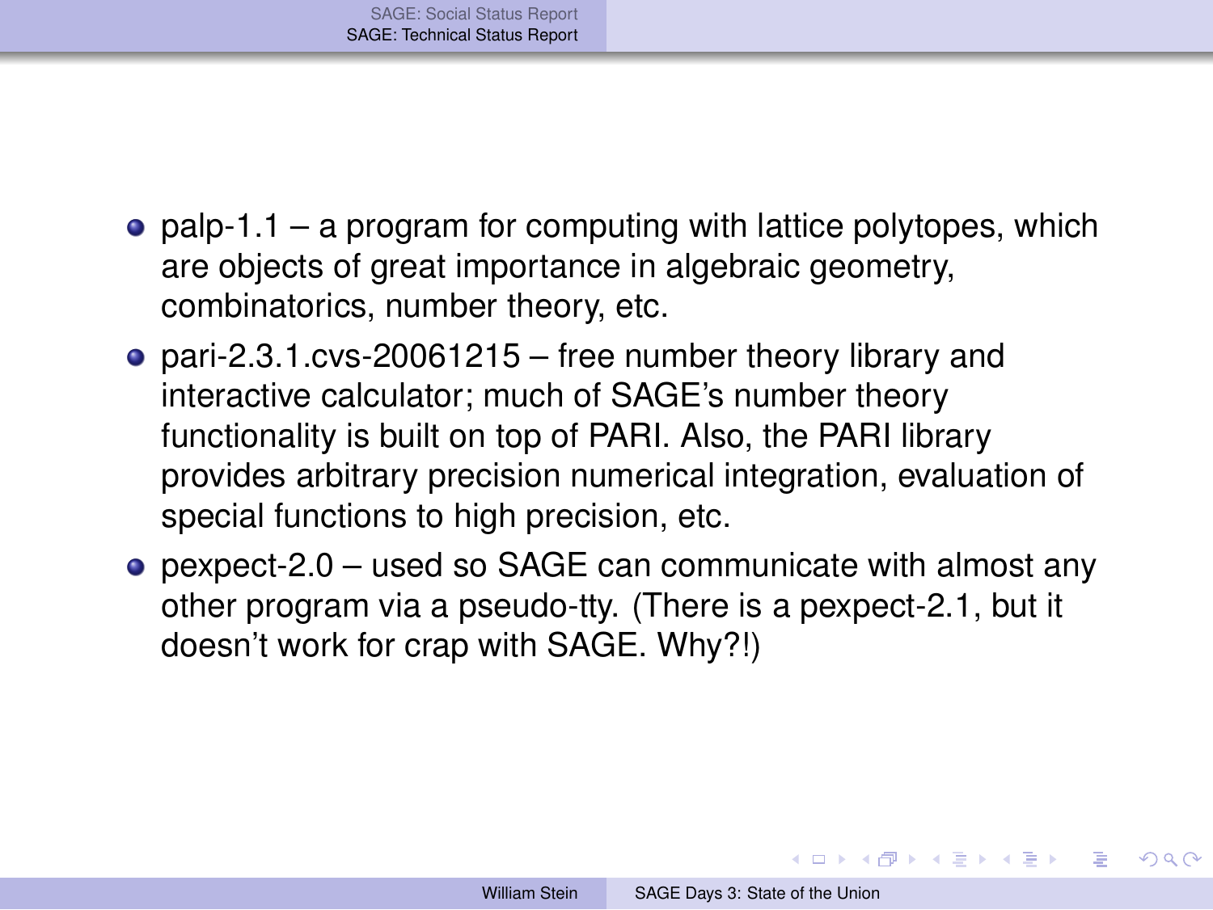- palp-1.1 – a program for computing with lattice polytopes, which are objects of great importance in algebraic geometry, combinatorics, number theory, etc.
- pari-2.3.1.cvs-20061215 – free number theory library and interactive calculator; much of SAGE's number theory functionality is built on top of PARI. Also, the PARI library provides arbitrary precision numerical integration, evaluation of special functions to high precision, etc.
- pexpect-2.0 – used so SAGE can communicate with almost any other program via a pseudo-tty. (There is a pexpect-2.1, but it doesn't work for crap with SAGE. Why?!)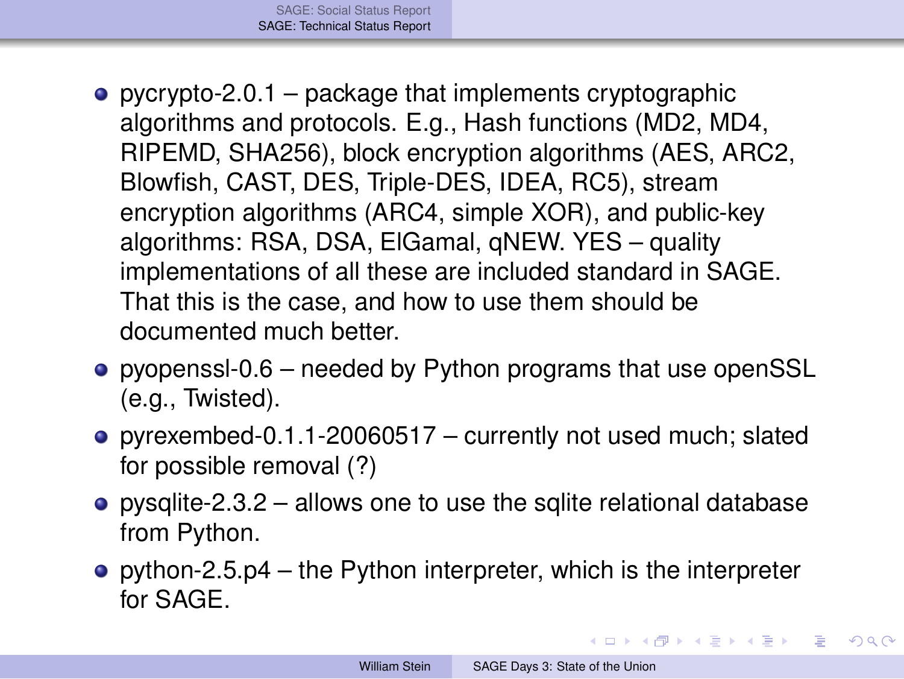- pycrypto-2.0.1 – package that implements cryptographic algorithms and protocols. E.g., Hash functions (MD2, MD4, RIPEMD, SHA256), block encryption algorithms (AES, ARC2, Blowfish, CAST, DES, Triple-DES, IDEA, RC5), stream encryption algorithms (ARC4, simple XOR), and public-key algorithms: RSA, DSA, ElGamal, qNEW. YES – quality implementations of all these are included standard in SAGE. That this is the case, and how to use them should be documented much better.
- pyopenssl-0.6 – needed by Python programs that use openSSL (e.g., Twisted).
- pyrexembed-0.1.1-20060517 – currently not used much; slated for possible removal (?)
- pysqlite-2.3.2 – allows one to use the sqlite relational database from Python.
- python-2.5.p4 – the Python interpreter, which is the interpreter for SAGE.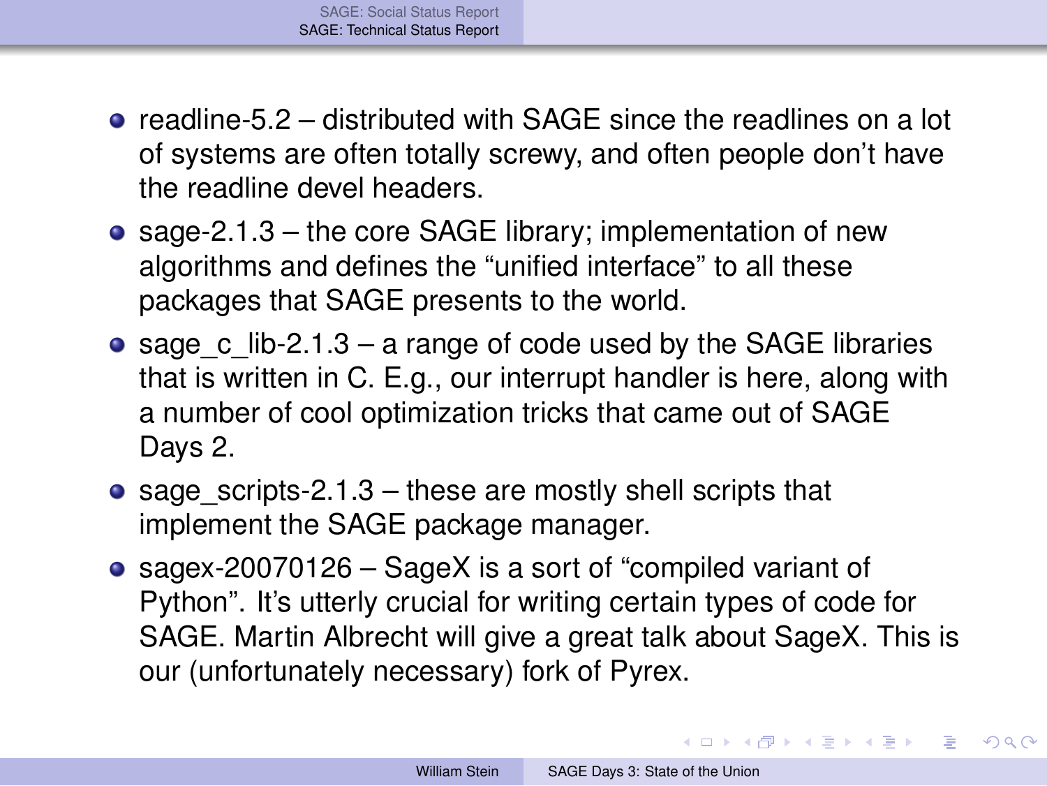- readline-5.2 – distributed with SAGE since the readlines on a lot of systems are often totally screwy, and often people don't have the readline devel headers.
- sage-2.1.3 – the core SAGE library; implementation of new algorithms and defines the "unified interface" to all these packages that SAGE presents to the world.
- sage_c_lib-2.1.3 – a range of code used by the SAGE libraries that is written in C. E.g., our interrupt handler is here, along with a number of cool optimization tricks that came out of SAGE Days 2.
- sage_scripts-2.1.3 – these are mostly shell scripts that implement the SAGE package manager.
- sagex-20070126 – SageX is a sort of "compiled variant of Python". It's utterly crucial for writing certain types of code for SAGE. Martin Albrecht will give a great talk about SageX. This is our (unfortunately necessary) fork of Pyrex.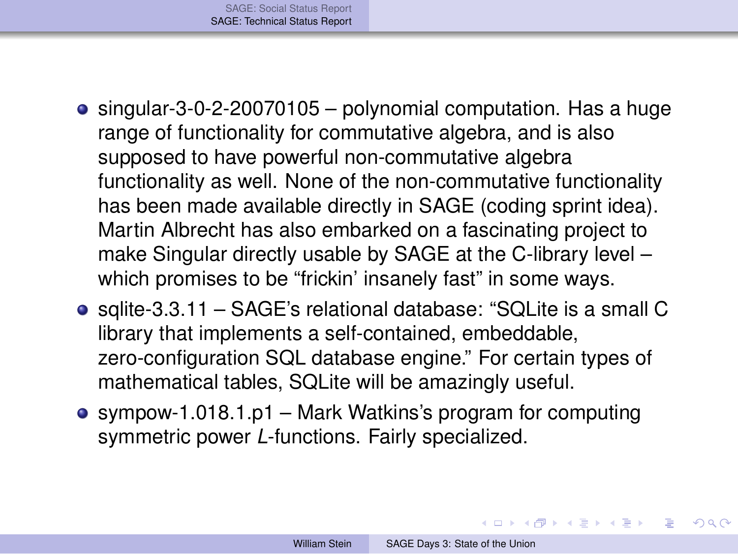- singular-3-0-2-20070105 – polynomial computation. Has a huge range of functionality for commutative algebra, and is also supposed to have powerful non-commutative algebra functionality as well. None of the non-commutative functionality has been made available directly in SAGE (coding sprint idea). Martin Albrecht has also embarked on a fascinating project to make Singular directly usable by SAGE at the C-library level – which promises to be “frickin’ insanely fast” in some ways.
- sqlite-3.3.11 – SAGE’s relational database: “SQLite is a small C library that implements a self-contained, embeddable, zero-configuration SQL database engine.” For certain types of mathematical tables, SQLite will be amazingly useful.
- sympow-1.018.1.p1 – Mark Watkins’s program for computing symmetric power $L$-functions. Fairly specialized.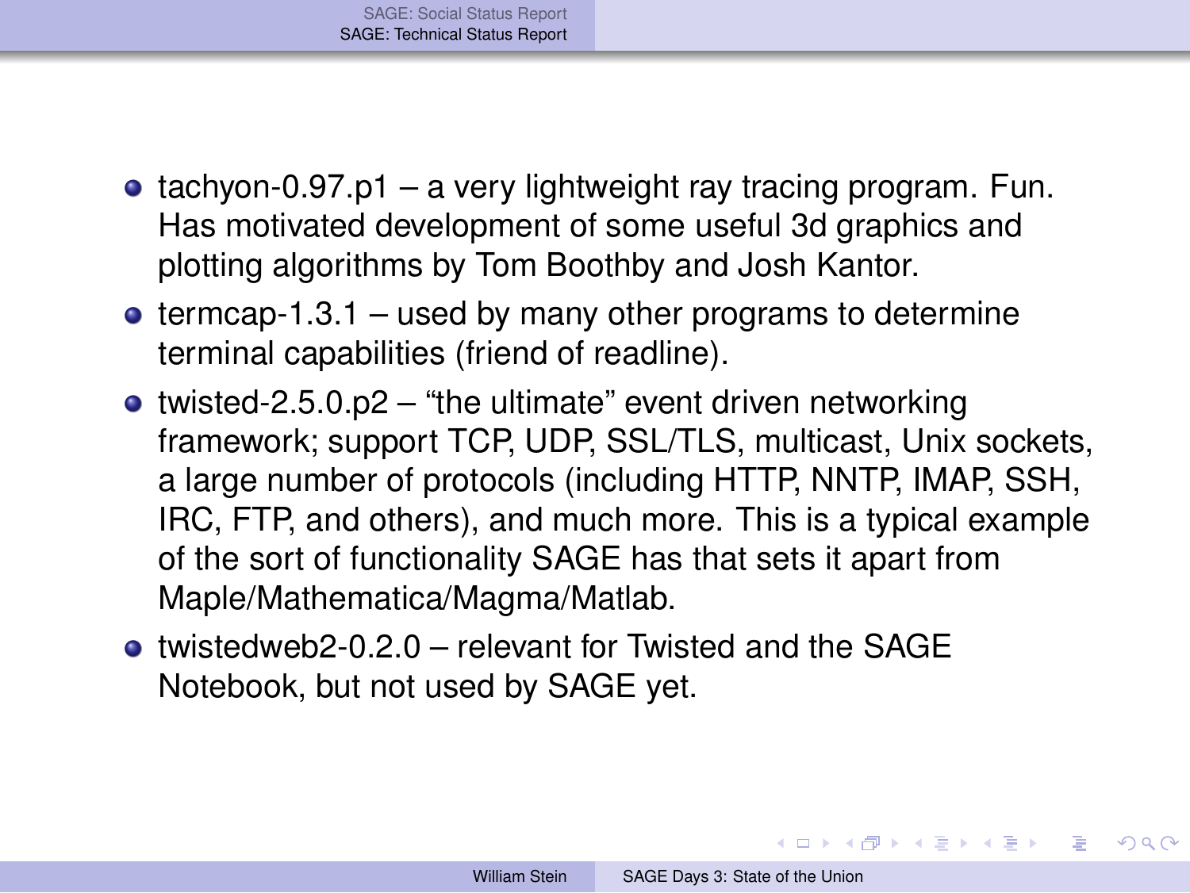- tachyon-0.97.p1 – a very lightweight ray tracing program. Fun. Has motivated development of some useful 3d graphics and plotting algorithms by Tom Boothby and Josh Kantor.
- termcap-1.3.1 – used by many other programs to determine terminal capabilities (friend of readline).
- twisted-2.5.0.p2 – "the ultimate" event driven networking framework; support TCP, UDP, SSL/TLS, multicast, Unix sockets, a large number of protocols (including HTTP, NNTP, IMAP, SSH, IRC, FTP, and others), and much more. This is a typical example of the sort of functionality SAGE has that sets it apart from Maple/Mathematica/Magma/Matlab.
- twistedweb2-0.2.0 – relevant for Twisted and the SAGE Notebook, but not used by SAGE yet.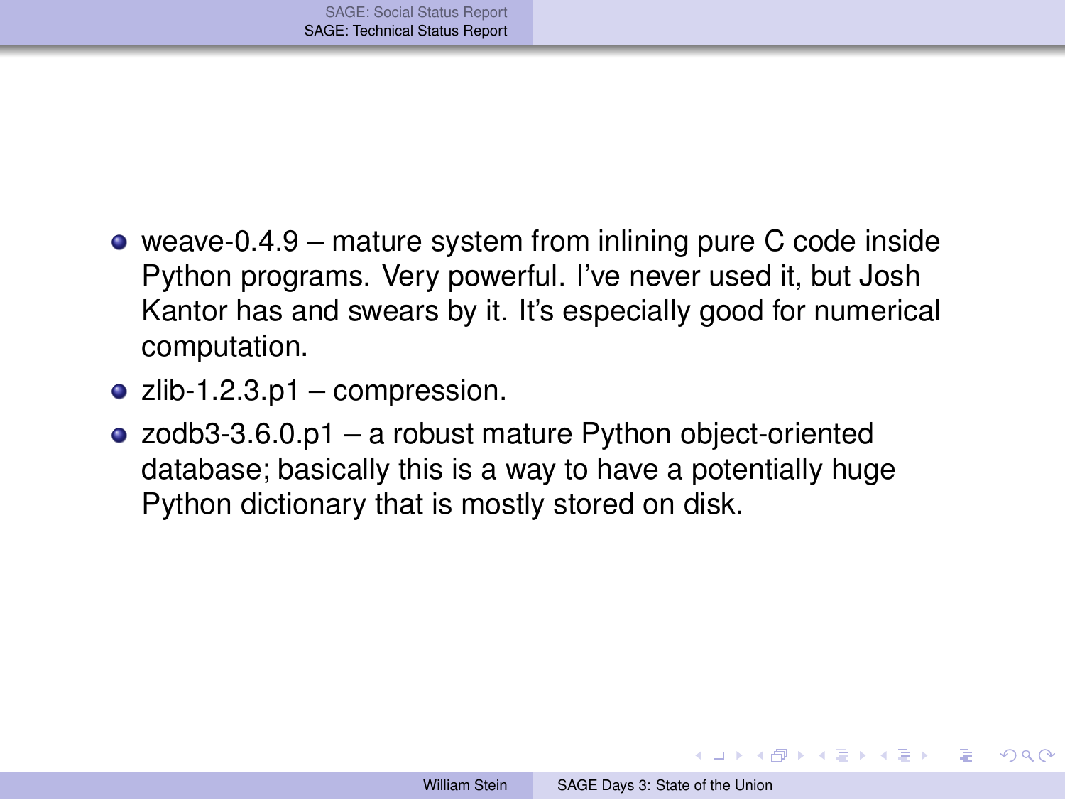- weave-0.4.9 – mature system from inlining pure C code inside Python programs. Very powerful. I've never used it, but Josh Kantor has and swears by it. It's especially good for numerical computation.
- zlib-1.2.3.p1 – compression.
- zodb3-3.6.0.p1 – a robust mature Python object-oriented database; basically this is a way to have a potentially huge Python dictionary that is mostly stored on disk.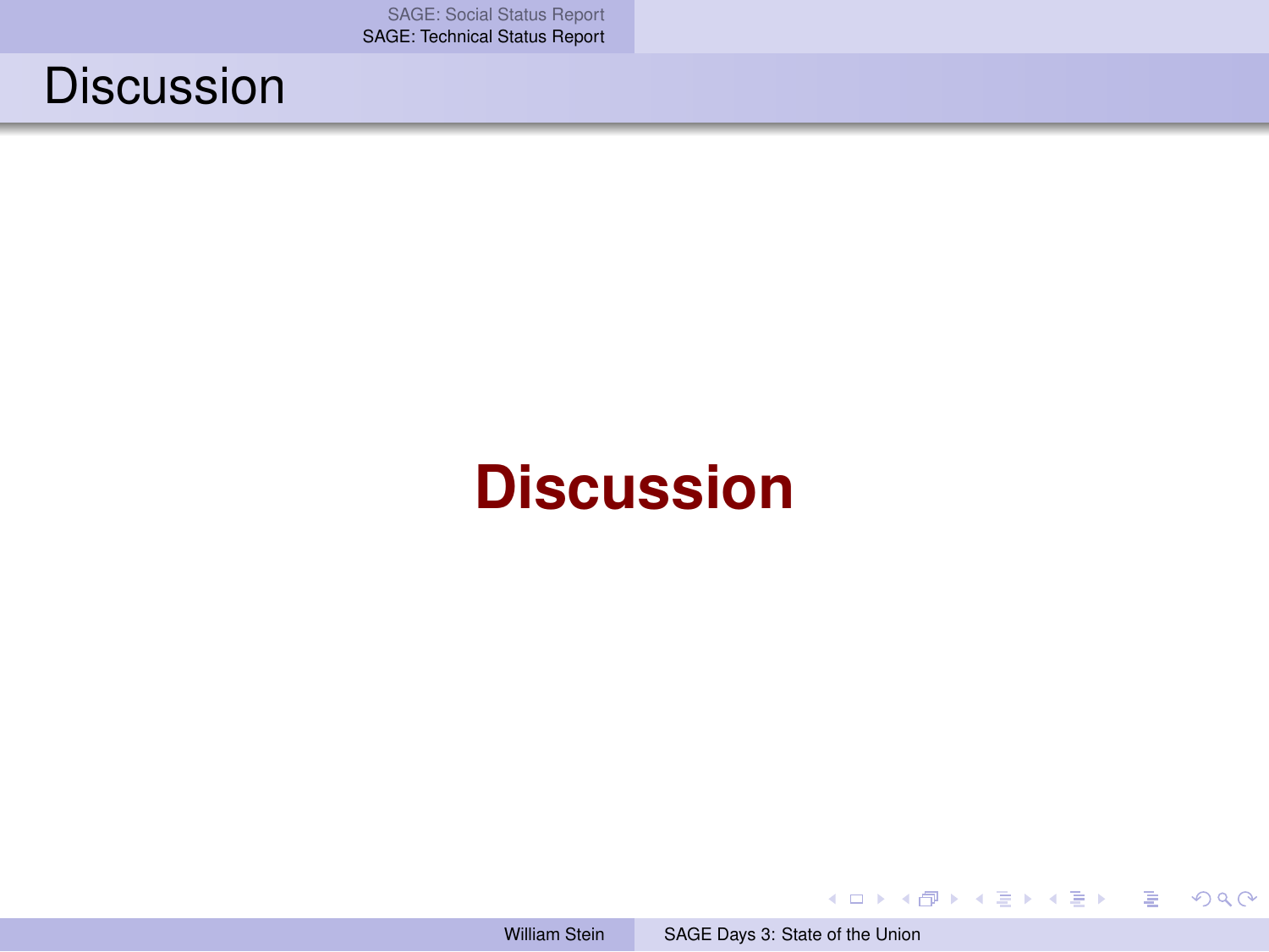# Discussion

**Discussion**